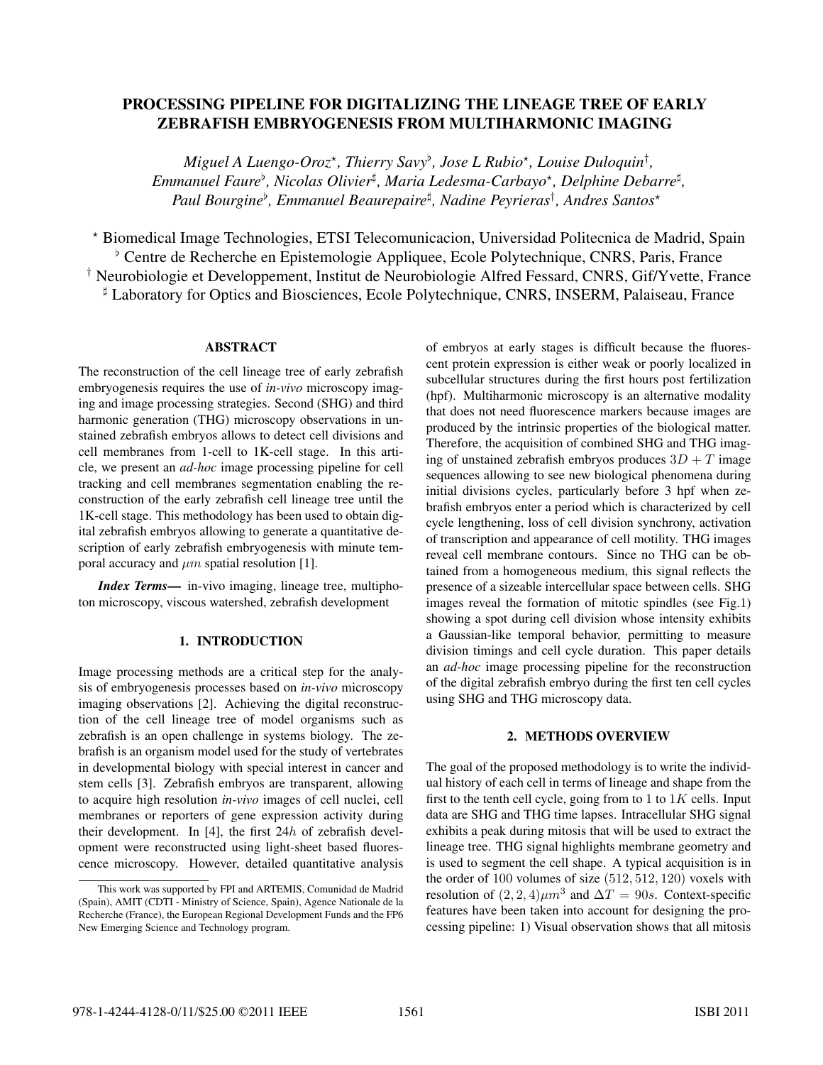# PROCESSING PIPELINE FOR DIGITALIZING THE LINEAGE TREE OF EARLY ZEBRAFISH EMBRYOGENESIS FROM MULTIHARMONIC IMAGING

*Miguel A Luengo-Oroz*[⋆]*, Thierry Savy*[♭]*, Jose L Rubio*[⋆]*, Louise Duloquin*[†]*, Emmanuel Faure*[♭]*, Nicolas Olivier*[♯]*, Maria Ledesma-Carbayo*[⋆]*, Delphine Debarre*[♯]*, Paul Bourgine*[♭]*, Emmanuel Beaurepaire*[♯]*, Nadine Peyrieras*[†]*, Andres Santos*[⋆]

[⋆] Biomedical Image Technologies, ETSI Telecomunicacion, Universidad Politecnica de Madrid, Spain
[♭] Centre de Recherche en Epistemologie Appliquee, Ecole Polytechnique, CNRS, Paris, France
[†] Neurobiologie et Developpement, Institut de Neurobiologie Alfred Fessard, CNRS, Gif/Yvette, France
[♯] Laboratory for Optics and Biosciences, Ecole Polytechnique, CNRS, INSERM, Palaiseau, France

## ABSTRACT

The reconstruction of the cell lineage tree of early zebrafish embryogenesis requires the use of *in-vivo* microscopy imaging and image processing strategies. Second (SHG) and third harmonic generation (THG) microscopy observations in unstained zebrafish embryos allows to detect cell divisions and cell membranes from 1-cell to 1K-cell stage. In this article, we present an *ad-hoc* image processing pipeline for cell tracking and cell membranes segmentation enabling the reconstruction of the early zebrafish cell lineage tree until the 1K-cell stage. This methodology has been used to obtain digital zebrafish embryos allowing to generate a quantitative description of early zebrafish embryogenesis with minute temporal accuracy and $\mu m$ spatial resolution [1].

***Index Terms*—** in-vivo imaging, lineage tree, multiphoton microscopy, viscous watershed, zebrafish development

## 1. INTRODUCTION

Image processing methods are a critical step for the analysis of embryogenesis processes based on *in-vivo* microscopy imaging observations [2]. Achieving the digital reconstruction of the cell lineage tree of model organisms such as zebrafish is an open challenge in systems biology. The zebrafish is an organism model used for the study of vertebrates in developmental biology with special interest in cancer and stem cells [3]. Zebrafish embryos are transparent, allowing to acquire high resolution *in-vivo* images of cell nuclei, cell membranes or reporters of gene expression activity during their development. In [4], the first $24h$ of zebrafish development were reconstructed using light-sheet based fluorescence microscopy. However, detailed quantitative analysis of embryos at early stages is difficult because the fluorescent protein expression is either weak or poorly localized in subcellular structures during the first hours post fertilization (hpf). Multiharmonic microscopy is an alternative modality that does not need fluorescence markers because images are produced by the intrinsic properties of the biological matter. Therefore, the acquisition of combined SHG and THG imaging of unstained zebrafish embryos produces $3D + T$ image sequences allowing to see new biological phenomena during initial divisions cycles, particularly before 3 hpf when zebrafish embryos enter a period which is characterized by cell cycle lengthening, loss of cell division synchrony, activation of transcription and appearance of cell motility. THG images reveal cell membrane contours. Since no THG can be obtained from a homogeneous medium, this signal reflects the presence of a sizeable intercellular space between cells. SHG images reveal the formation of mitotic spindles (see Fig.1) showing a spot during cell division whose intensity exhibits a Gaussian-like temporal behavior, permitting to measure division timings and cell cycle duration. This paper details an *ad-hoc* image processing pipeline for the reconstruction of the digital zebrafish embryo during the first ten cell cycles using SHG and THG microscopy data.

## 2. METHODS OVERVIEW

The goal of the proposed methodology is to write the individual history of each cell in terms of lineage and shape from the first to the tenth cell cycle, going from to 1 to $1K$ cells. Input data are SHG and THG time lapses. Intracellular SHG signal exhibits a peak during mitosis that will be used to extract the lineage tree. THG signal highlights membrane geometry and is used to segment the cell shape. A typical acquisition is in the order of 100 volumes of size $(512, 512, 120)$ voxels with resolution of $(2, 2, 4)\mu m^3$ and $\Delta T = 90s$. Context-specific features have been taken into account for designing the processing pipeline: 1) Visual observation shows that all mitosis

This work was supported by FPI and ARTEMIS, Comunidad de Madrid (Spain), AMIT (CDTI - Ministry of Science, Spain), Agence Nationale de la Recherche (France), the European Regional Development Funds and the FP6 New Emerging Science and Technology program.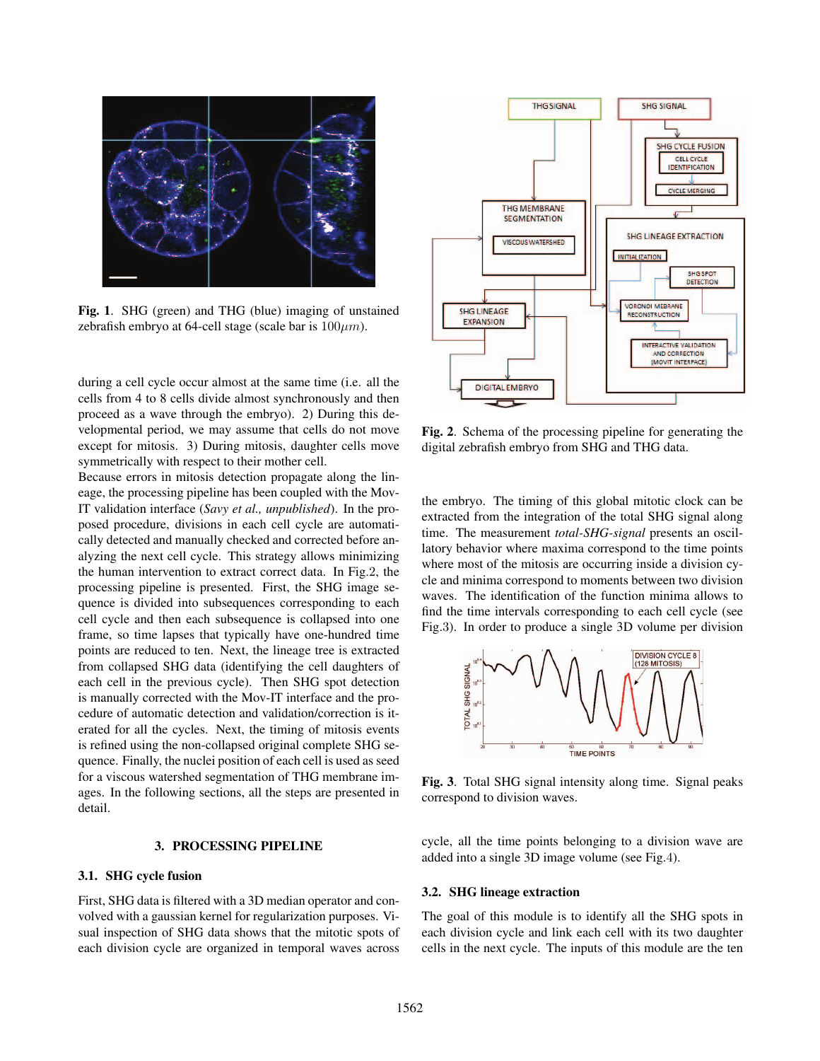Fig. 1. SHG (green) and THG (blue) imaging of unstained zebrafish embryo at 64-cell stage (scale bar is $100\mu m$).

during a cell cycle occur almost at the same time (i.e. all the cells from 4 to 8 cells divide almost synchronously and then proceed as a wave through the embryo). 2) During this developmental period, we may assume that cells do not move except for mitosis. 3) During mitosis, daughter cells move symmetrically with respect to their mother cell.

Because errors in mitosis detection propagate along the lineage, the processing pipeline has been coupled with the Mov-IT validation interface (*Savy et al., unpublished*). In the proposed procedure, divisions in each cell cycle are automatically detected and manually checked and corrected before analyzing the next cell cycle. This strategy allows minimizing the human intervention to extract correct data. In Fig.2, the processing pipeline is presented. First, the SHG image sequence is divided into subsequences corresponding to each cell cycle and then each subsequence is collapsed into one frame, so time lapses that typically have one-hundred time points are reduced to ten. Next, the lineage tree is extracted from collapsed SHG data (identifying the cell daughters of each cell in the previous cycle). Then SHG spot detection is manually corrected with the Mov-IT interface and the procedure of automatic detection and validation/correction is iterated for all the cycles. Next, the timing of mitosis events is refined using the non-collapsed original complete SHG sequence. Finally, the nuclei position of each cell is used as seed for a viscous watershed segmentation of THG membrane images. In the following sections, all the steps are presented in detail.

## 3. PROCESSING PIPELINE

### 3.1. SHG cycle fusion

First, SHG data is filtered with a 3D median operator and convolved with a gaussian kernel for regularization purposes. Visual inspection of SHG data shows that the mitotic spots of each division cycle are organized in temporal waves across

Fig. 2. Schema of the processing pipeline for generating the digital zebrafish embryo from SHG and THG data.

the embryo. The timing of this global mitotic clock can be extracted from the integration of the total SHG signal along time. The measurement *total-SHG-signal* presents an oscillatory behavior where maxima correspond to the time points where most of the mitosis are occurring inside a division cycle and minima correspond to moments between two division waves. The identification of the function minima allows to find the time intervals corresponding to each cell cycle (see Fig.3). In order to produce a single 3D volume per division

Fig. 3. Total SHG signal intensity along time. Signal peaks correspond to division waves.

cycle, all the time points belonging to a division wave are added into a single 3D image volume (see Fig.4).

### 3.2. SHG lineage extraction

The goal of this module is to identify all the SHG spots in each division cycle and link each cell with its two daughter cells in the next cycle. The inputs of this module are the ten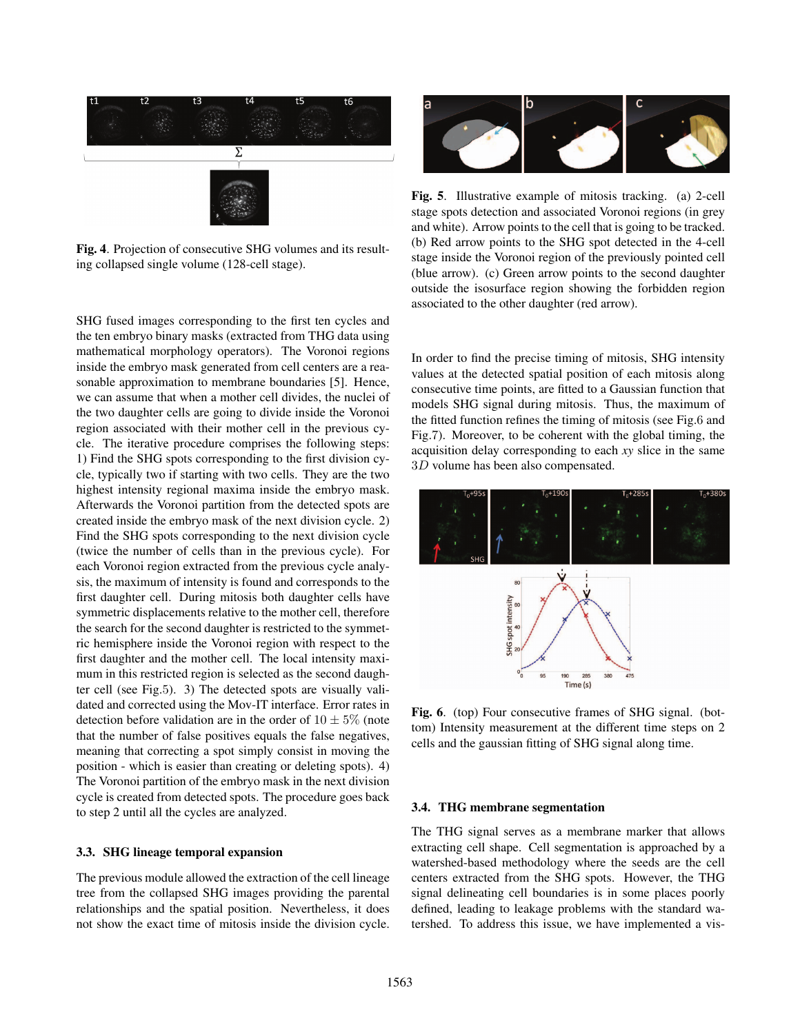**Fig. 4**. Projection of consecutive SHG volumes and its resulting collapsed single volume (128-cell stage).

SHG fused images corresponding to the first ten cycles and the ten embryo binary masks (extracted from THG data using mathematical morphology operators). The Voronoi regions inside the embryo mask generated from cell centers are a reasonable approximation to membrane boundaries [5]. Hence, we can assume that when a mother cell divides, the nuclei of the two daughter cells are going to divide inside the Voronoi region associated with their mother cell in the previous cycle. The iterative procedure comprises the following steps: 1) Find the SHG spots corresponding to the first division cycle, typically two if starting with two cells. They are the two highest intensity regional maxima inside the embryo mask. Afterwards the Voronoi partition from the detected spots are created inside the embryo mask of the next division cycle. 2) Find the SHG spots corresponding to the next division cycle (twice the number of cells than in the previous cycle). For each Voronoi region extracted from the previous cycle analysis, the maximum of intensity is found and corresponds to the first daughter cell. During mitosis both daughter cells have symmetric displacements relative to the mother cell, therefore the search for the second daughter is restricted to the symmetric hemisphere inside the Voronoi region with respect to the first daughter and the mother cell. The local intensity maximum in this restricted region is selected as the second daughter cell (see Fig.5). 3) The detected spots are visually validated and corrected using the Mov-IT interface. Error rates in detection before validation are in the order of $10 \pm 5\%$ (note that the number of false positives equals the false negatives, meaning that correcting a spot simply consist in moving the position - which is easier than creating or deleting spots). 4) The Voronoi partition of the embryo mask in the next division cycle is created from detected spots. The procedure goes back to step 2 until all the cycles are analyzed.

### 3.3. SHG lineage temporal expansion

The previous module allowed the extraction of the cell lineage tree from the collapsed SHG images providing the parental relationships and the spatial position. Nevertheless, it does not show the exact time of mitosis inside the division cycle.

**Fig. 5**. Illustrative example of mitosis tracking. (a) 2-cell stage spots detection and associated Voronoi regions (in grey and white). Arrow points to the cell that is going to be tracked. (b) Red arrow points to the SHG spot detected in the 4-cell stage inside the Voronoi region of the previously pointed cell (blue arrow). (c) Green arrow points to the second daughter outside the isosurface region showing the forbidden region associated to the other daughter (red arrow).

In order to find the precise timing of mitosis, SHG intensity values at the detected spatial position of each mitosis along consecutive time points, are fitted to a Gaussian function that models SHG signal during mitosis. Thus, the maximum of the fitted function refines the timing of mitosis (see Fig.6 and Fig.7). Moreover, to be coherent with the global timing, the acquisition delay corresponding to each *xy* slice in the same $3D$ volume has been also compensated.

**Fig. 6**. (top) Four consecutive frames of SHG signal. (bottom) Intensity measurement at the different time steps on 2 cells and the gaussian fitting of SHG signal along time.

### 3.4. THG membrane segmentation

The THG signal serves as a membrane marker that allows extracting cell shape. Cell segmentation is approached by a watershed-based methodology where the seeds are the cell centers extracted from the SHG spots. However, the THG signal delineating cell boundaries is in some places poorly defined, leading to leakage problems with the standard watershed. To address this issue, we have implemented a vis-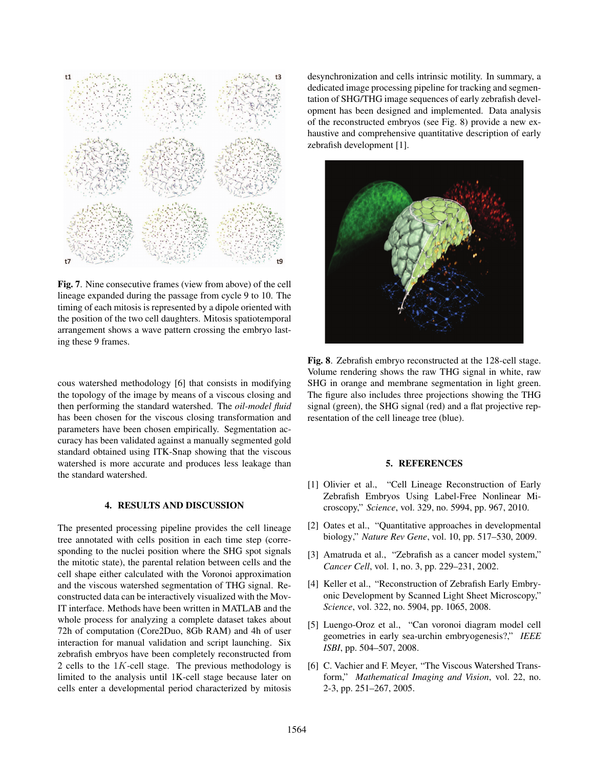t1

t3

t7

t9

**Fig. 7**. Nine consecutive frames (view from above) of the cell lineage expanded during the passage from cycle 9 to 10. The timing of each mitosis is represented by a dipole oriented with the position of the two cell daughters. Mitosis spatiotemporal arrangement shows a wave pattern crossing the embryo lasting these 9 frames.

cous watershed methodology [6] that consists in modifying the topology of the image by means of a viscous closing and then performing the standard watershed. The *oil-model fluid* has been chosen for the viscous closing transformation and parameters have been chosen empirically. Segmentation accuracy has been validated against a manually segmented gold standard obtained using ITK-Snap showing that the viscous watershed is more accurate and produces less leakage than the standard watershed.

## 4. RESULTS AND DISCUSSION

The presented processing pipeline provides the cell lineage tree annotated with cells position in each time step (corresponding to the nuclei position where the SHG spot signals the mitotic state), the parental relation between cells and the cell shape either calculated with the Voronoi approximation and the viscous watershed segmentation of THG signal. Reconstructed data can be interactively visualized with the Mov-IT interface. Methods have been written in MATLAB and the whole process for analyzing a complete dataset takes about 72h of computation (Core2Duo, 8Gb RAM) and 4h of user interaction for manual validation and script launching. Six zebrafish embryos have been completely reconstructed from 2 cells to the $1K$-cell stage. The previous methodology is limited to the analysis until 1K-cell stage because later on cells enter a developmental period characterized by mitosis desynchronization and cells intrinsic motility. In summary, a dedicated image processing pipeline for tracking and segmentation of SHG/THG image sequences of early zebrafish development has been designed and implemented. Data analysis of the reconstructed embryos (see Fig. 8) provide a new exhaustive and comprehensive quantitative description of early zebrafish development [1].

**Fig. 8**. Zebrafish embryo reconstructed at the 128-cell stage. Volume rendering shows the raw THG signal in white, raw SHG in orange and membrane segmentation in light green. The figure also includes three projections showing the THG signal (green), the SHG signal (red) and a flat projective representation of the cell lineage tree (blue).

## 5. REFERENCES

[1] Olivier et al., "Cell Lineage Reconstruction of Early Zebrafish Embryos Using Label-Free Nonlinear Microscopy," *Science*, vol. 329, no. 5994, pp. 967, 2010.

[2] Oates et al., "Quantitative approaches in developmental biology," *Nature Rev Gene*, vol. 10, pp. 517–530, 2009.

[3] Amatruda et al., "Zebrafish as a cancer model system," *Cancer Cell*, vol. 1, no. 3, pp. 229–231, 2002.

[4] Keller et al., "Reconstruction of Zebrafish Early Embryonic Development by Scanned Light Sheet Microscopy," *Science*, vol. 322, no. 5904, pp. 1065, 2008.

[5] Luengo-Oroz et al., "Can voronoi diagram model cell geometries in early sea-urchin embryogenesis?," *IEEE ISBI*, pp. 504–507, 2008.

[6] C. Vachier and F. Meyer, "The Viscous Watershed Transform," *Mathematical Imaging and Vision*, vol. 22, no. 2-3, pp. 251–267, 2005.